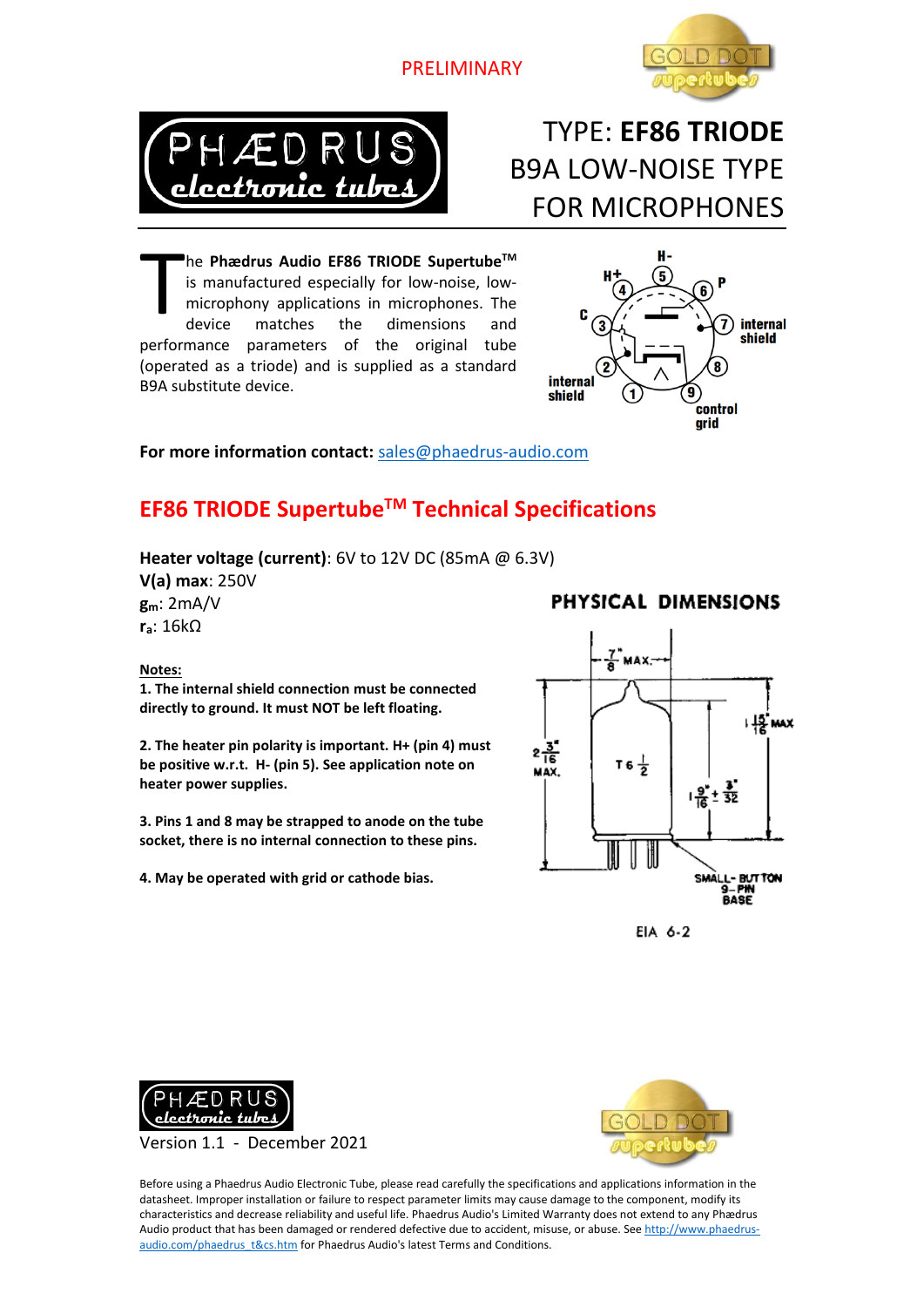PRELIMINARY

# TYPE: **EF86 TRIODE**
# B9A LOW-NOISE TYPE FOR MICROPHONES

The **Phædrus Audio EF86 TRIODE Supertube™** is manufactured especially for low-noise, low-microphony applications in microphones. The device matches the dimensions and performance parameters of the original tube (operated as a triode) and is supplied as a standard B9A substitute device.

**For more information contact:** sales@phaedrus-audio.com

## EF86 TRIODE Supertube™ Technical Specifications

**Heater voltage (current)**: 6V to 12V DC (85mA @ 6.3V)
**V(a) max**: 250V
$\mathbf{g_m}$: 2mA/V
$\mathbf{r_a}$: 16kΩ

**Notes:**

**1. The internal shield connection must be connected directly to ground. It must NOT be left floating.**

**2. The heater pin polarity is important. H+ (pin 4) must be positive w.r.t. H- (pin 5). See application note on heater power supplies.**

**3. Pins 1 and 8 may be strapped to anode on the tube socket, there is no internal connection to these pins.**

**4. May be operated with grid or cathode bias.**

Version 1.1 - December 2021

Before using a Phaedrus Audio Electronic Tube, please read carefully the specifications and applications information in the datasheet. Improper installation or failure to respect parameter limits may cause damage to the component, modify its characteristics and decrease reliability and useful life. Phaedrus Audio's Limited Warranty does not extend to any Phædrus Audio product that has been damaged or rendered defective due to accident, misuse, or abuse. See http://www.phaedrus-audio.com/phaedrus_t&cs.htm for Phaedrus Audio's latest Terms and Conditions.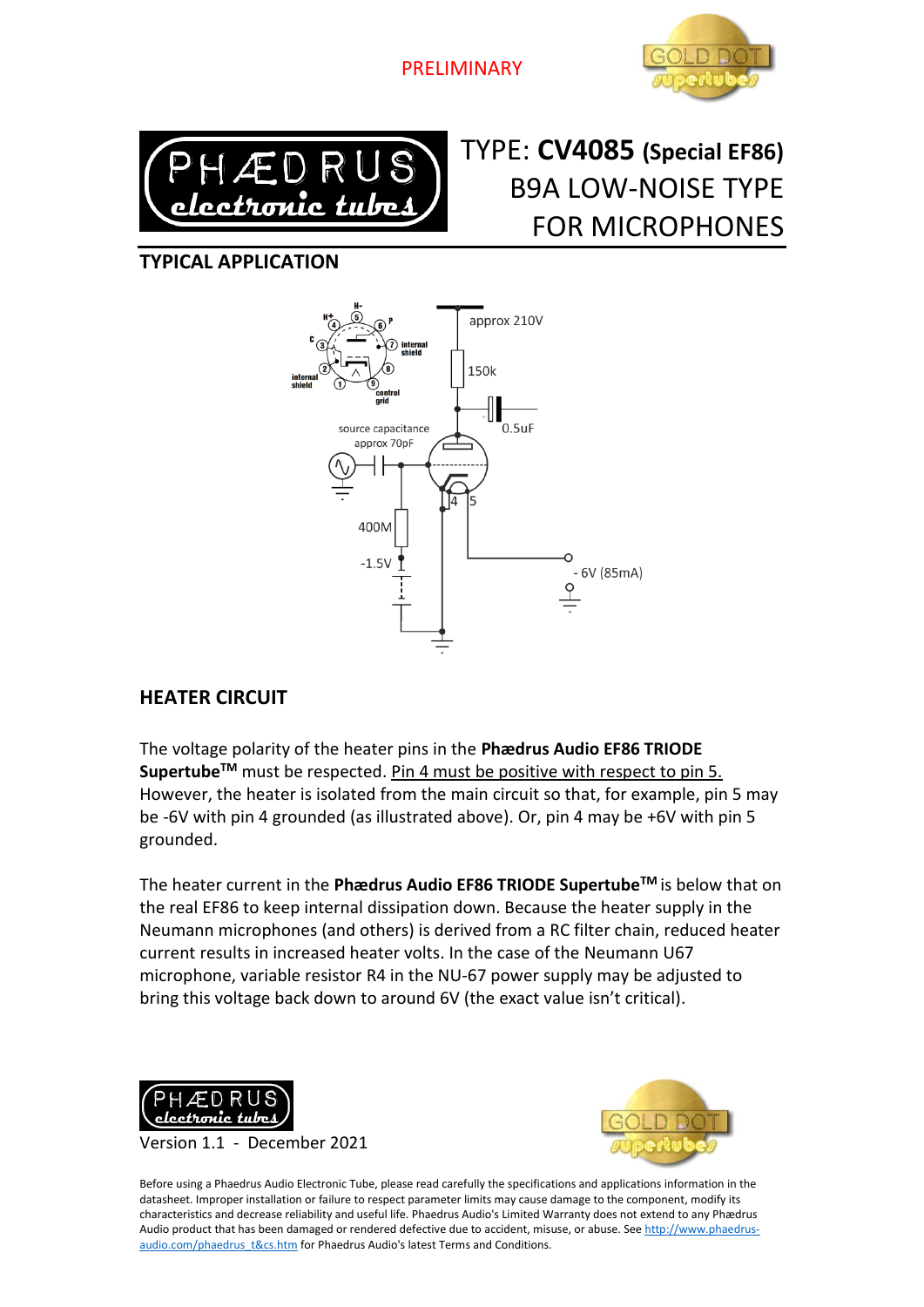PRELIMINARY

# TYPE: **CV4085 (Special EF86)** B9A LOW-NOISE TYPE FOR MICROPHONES

## TYPICAL APPLICATION

H-
H+
P
C
internal shield
internal shield
control grid
approx 210V
150k
0.5uF
source capacitance approx 70pF
400M
-1.5V
4
5
- 6V (85mA)

## HEATER CIRCUIT

The voltage polarity of the heater pins in the **Phædrus Audio EF86 TRIODE Supertube™** must be respected. Pin 4 must be positive with respect to pin 5. However, the heater is isolated from the main circuit so that, for example, pin 5 may be -6V with pin 4 grounded (as illustrated above). Or, pin 4 may be +6V with pin 5 grounded.

The heater current in the **Phædrus Audio EF86 TRIODE Supertube™** is below that on the real EF86 to keep internal dissipation down. Because the heater supply in the Neumann microphones (and others) is derived from a RC filter chain, reduced heater current results in increased heater volts. In the case of the Neumann U67 microphone, variable resistor R4 in the NU-67 power supply may be adjusted to bring this voltage back down to around 6V (the exact value isn't critical).

Version 1.1 - December 2021

Before using a Phaedrus Audio Electronic Tube, please read carefully the specifications and applications information in the datasheet. Improper installation or failure to respect parameter limits may cause damage to the component, modify its characteristics and decrease reliability and useful life. Phaedrus Audio's Limited Warranty does not extend to any Phædrus Audio product that has been damaged or rendered defective due to accident, misuse, or abuse. See http://www.phaedrus-audio.com/phaedrus_t&cs.htm for Phaedrus Audio's latest Terms and Conditions.